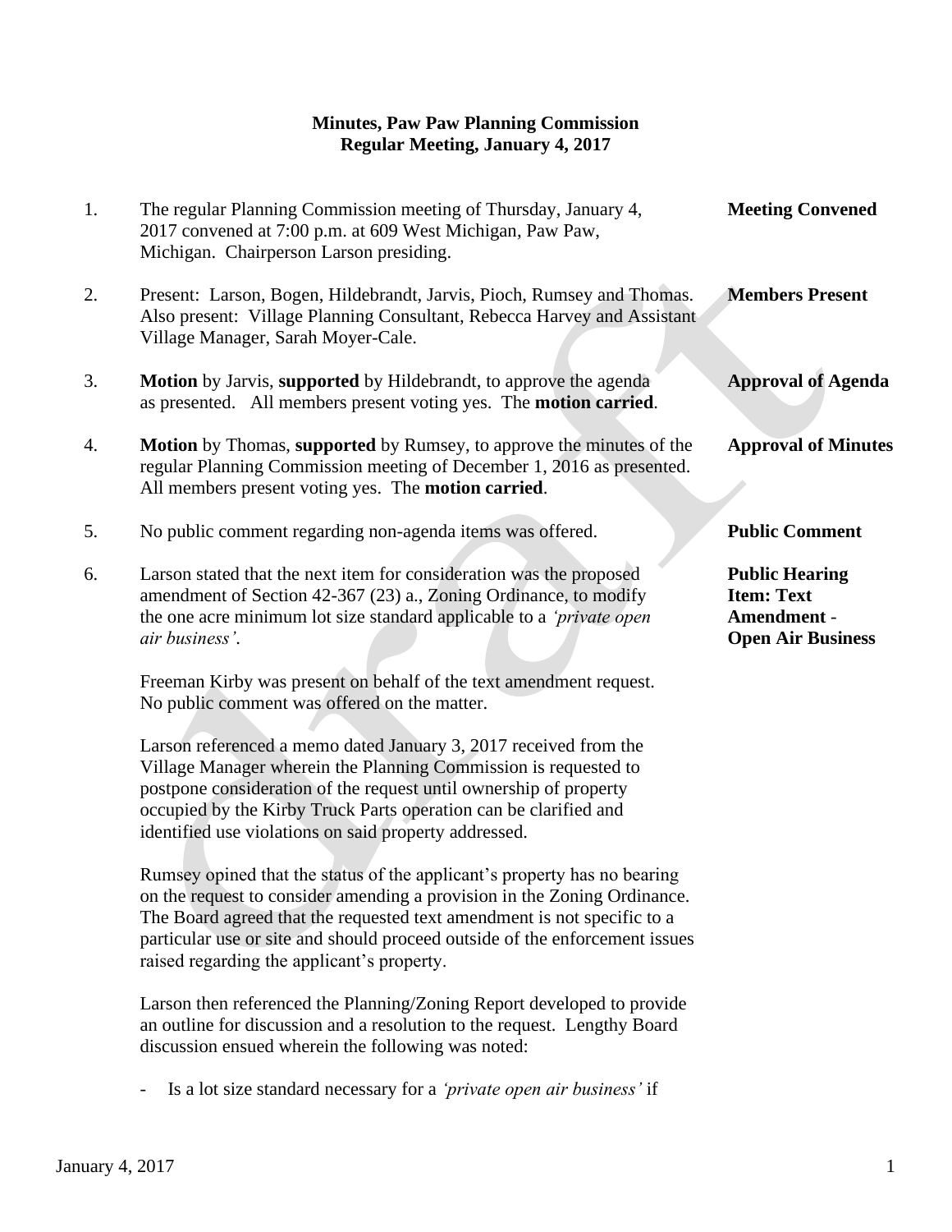**Minutes, Paw Paw Planning Commission**
**Regular Meeting, January 4, 2017**

1. The regular Planning Commission meeting of Thursday, January 4, 2017 convened at 7:00 p.m. at 609 West Michigan, Paw Paw, Michigan. Chairperson Larson presiding. **Meeting Convened**

2. Present: Larson, Bogen, Hildebrandt, Jarvis, Pioch, Rumsey and Thomas. Also present: Village Planning Consultant, Rebecca Harvey and Assistant Village Manager, Sarah Moyer-Cale. **Members Present**

3. **Motion** by Jarvis, **supported** by Hildebrandt, to approve the agenda as presented. All members present voting yes. The **motion carried**. **Approval of Agenda**

4. **Motion** by Thomas, **supported** by Rumsey, to approve the minutes of the regular Planning Commission meeting of December 1, 2016 as presented. All members present voting yes. The **motion carried**. **Approval of Minutes**

5. No public comment regarding non-agenda items was offered. **Public Comment**

6. Larson stated that the next item for consideration was the proposed amendment of Section 42-367 (23) a., Zoning Ordinance, to modify the one acre minimum lot size standard applicable to a *'private open air business'*. **Public Hearing Item: Text Amendment - Open Air Business**

   Freeman Kirby was present on behalf of the text amendment request. No public comment was offered on the matter.

   Larson referenced a memo dated January 3, 2017 received from the Village Manager wherein the Planning Commission is requested to postpone consideration of the request until ownership of property occupied by the Kirby Truck Parts operation can be clarified and identified use violations on said property addressed.

   Rumsey opined that the status of the applicant's property has no bearing on the request to consider amending a provision in the Zoning Ordinance. The Board agreed that the requested text amendment is not specific to a particular use or site and should proceed outside of the enforcement issues raised regarding the applicant's property.

   Larson then referenced the Planning/Zoning Report developed to provide an outline for discussion and a resolution to the request. Lengthy Board discussion ensued wherein the following was noted:

   - Is a lot size standard necessary for a *'private open air business'* if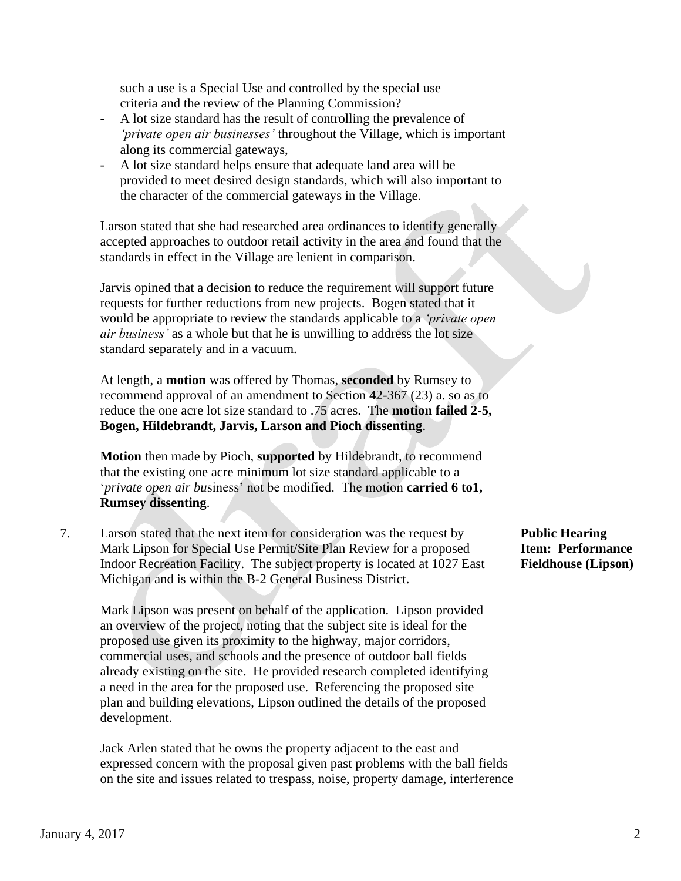such a use is a Special Use and controlled by the special use criteria and the review of the Planning Commission?

- A lot size standard has the result of controlling the prevalence of *'private open air businesses'* throughout the Village, which is important along its commercial gateways,
- A lot size standard helps ensure that adequate land area will be provided to meet desired design standards, which will also important to the character of the commercial gateways in the Village.

Larson stated that she had researched area ordinances to identify generally accepted approaches to outdoor retail activity in the area and found that the standards in effect in the Village are lenient in comparison.

Jarvis opined that a decision to reduce the requirement will support future requests for further reductions from new projects. Bogen stated that it would be appropriate to review the standards applicable to a *'private open air business'* as a whole but that he is unwilling to address the lot size standard separately and in a vacuum.

At length, a **motion** was offered by Thomas, **seconded** by Rumsey to recommend approval of an amendment to Section 42-367 (23) a. so as to reduce the one acre lot size standard to .75 acres. The **motion failed 2-5, Bogen, Hildebrandt, Jarvis, Larson and Pioch dissenting**.

**Motion** then made by Pioch, **supported** by Hildebrandt, to recommend that the existing one acre minimum lot size standard applicable to a '*private open air bu*siness' not be modified. The motion **carried 6 to1, Rumsey dissenting**.

**Public Hearing Item: Performance Fieldhouse (Lipson)**

7. Larson stated that the next item for consideration was the request by Mark Lipson for Special Use Permit/Site Plan Review for a proposed Indoor Recreation Facility. The subject property is located at 1027 East Michigan and is within the B-2 General Business District.

Mark Lipson was present on behalf of the application. Lipson provided an overview of the project, noting that the subject site is ideal for the proposed use given its proximity to the highway, major corridors, commercial uses, and schools and the presence of outdoor ball fields already existing on the site. He provided research completed identifying a need in the area for the proposed use. Referencing the proposed site plan and building elevations, Lipson outlined the details of the proposed development.

Jack Arlen stated that he owns the property adjacent to the east and expressed concern with the proposal given past problems with the ball fields on the site and issues related to trespass, noise, property damage, interference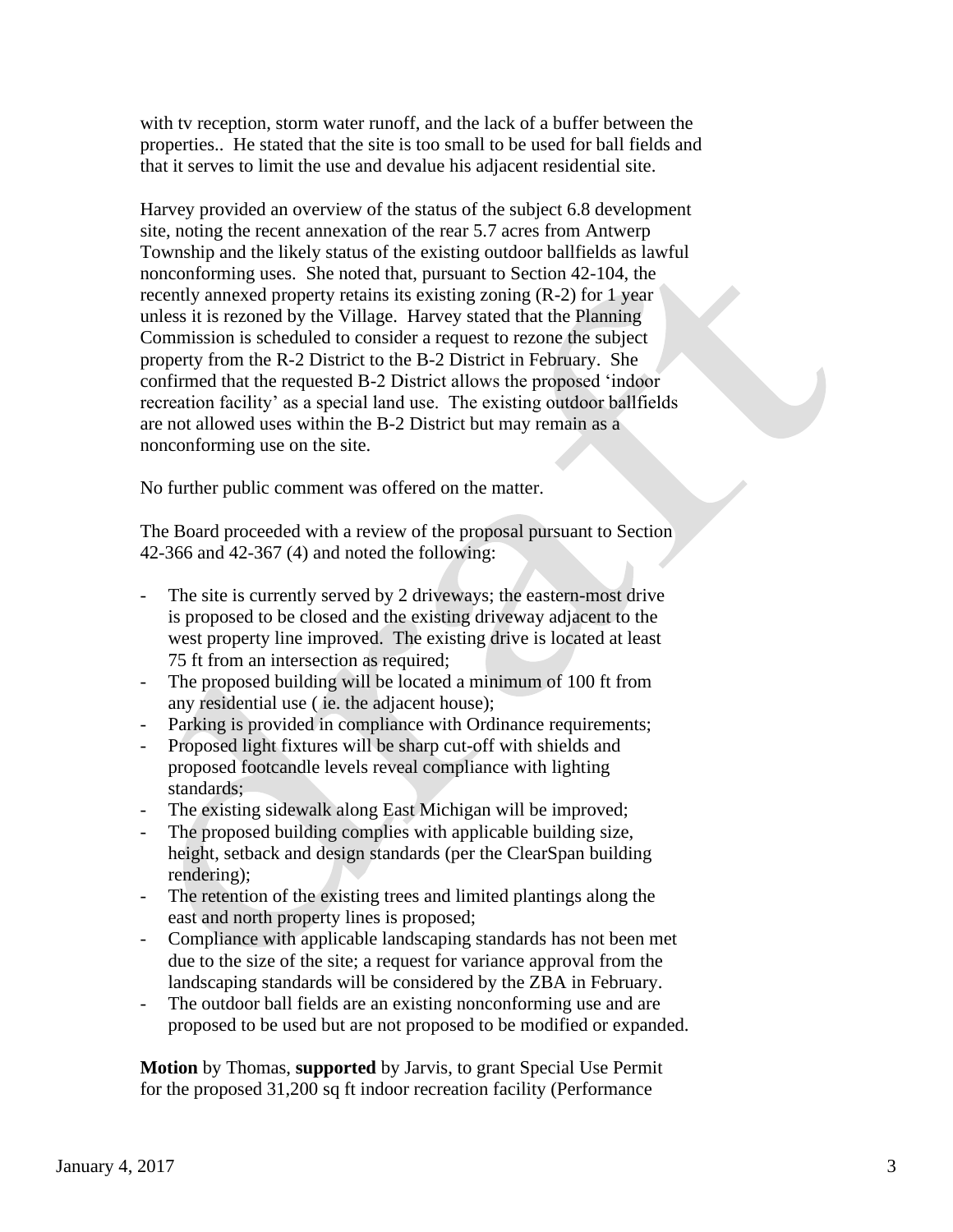with tv reception, storm water runoff, and the lack of a buffer between the properties.. He stated that the site is too small to be used for ball fields and that it serves to limit the use and devalue his adjacent residential site.

Harvey provided an overview of the status of the subject 6.8 development site, noting the recent annexation of the rear 5.7 acres from Antwerp Township and the likely status of the existing outdoor ballfields as lawful nonconforming uses. She noted that, pursuant to Section 42-104, the recently annexed property retains its existing zoning (R-2) for 1 year unless it is rezoned by the Village. Harvey stated that the Planning Commission is scheduled to consider a request to rezone the subject property from the R-2 District to the B-2 District in February. She confirmed that the requested B-2 District allows the proposed 'indoor recreation facility' as a special land use. The existing outdoor ballfields are not allowed uses within the B-2 District but may remain as a nonconforming use on the site.

No further public comment was offered on the matter.

The Board proceeded with a review of the proposal pursuant to Section 42-366 and 42-367 (4) and noted the following:

- The site is currently served by 2 driveways; the eastern-most drive is proposed to be closed and the existing driveway adjacent to the west property line improved. The existing drive is located at least 75 ft from an intersection as required;
- The proposed building will be located a minimum of 100 ft from any residential use ( ie. the adjacent house);
- Parking is provided in compliance with Ordinance requirements;
- Proposed light fixtures will be sharp cut-off with shields and proposed footcandle levels reveal compliance with lighting standards;
- The existing sidewalk along East Michigan will be improved;
- The proposed building complies with applicable building size, height, setback and design standards (per the ClearSpan building rendering);
- The retention of the existing trees and limited plantings along the east and north property lines is proposed;
- Compliance with applicable landscaping standards has not been met due to the size of the site; a request for variance approval from the landscaping standards will be considered by the ZBA in February.
- The outdoor ball fields are an existing nonconforming use and are proposed to be used but are not proposed to be modified or expanded.

**Motion** by Thomas, **supported** by Jarvis, to grant Special Use Permit for the proposed 31,200 sq ft indoor recreation facility (Performance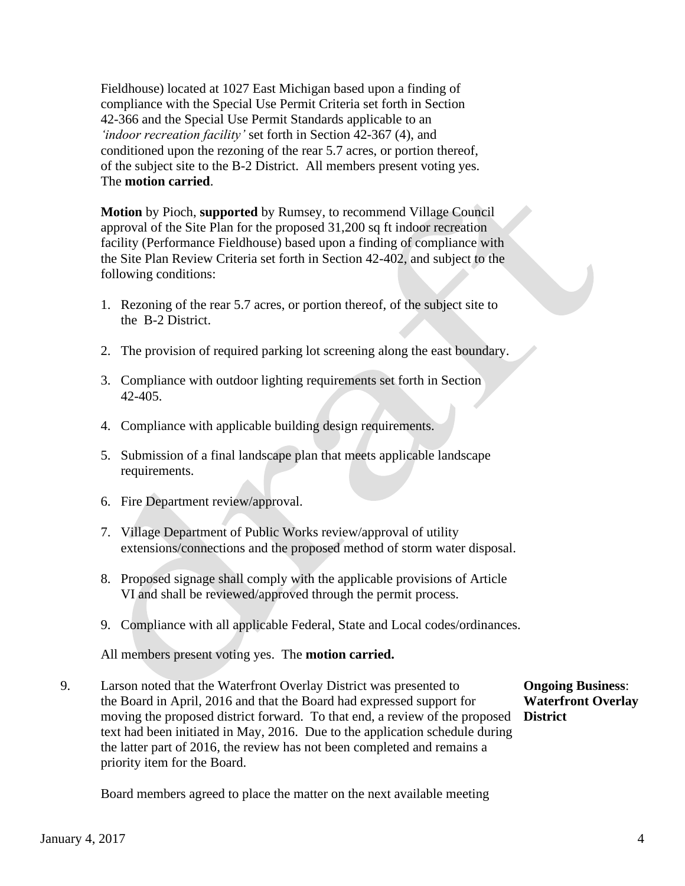Fieldhouse) located at 1027 East Michigan based upon a finding of compliance with the Special Use Permit Criteria set forth in Section 42-366 and the Special Use Permit Standards applicable to an *'indoor recreation facility'* set forth in Section 42-367 (4), and conditioned upon the rezoning of the rear 5.7 acres, or portion thereof, of the subject site to the B-2 District. All members present voting yes. The **motion carried**.

**Motion** by Pioch, **supported** by Rumsey, to recommend Village Council approval of the Site Plan for the proposed 31,200 sq ft indoor recreation facility (Performance Fieldhouse) based upon a finding of compliance with the Site Plan Review Criteria set forth in Section 42-402, and subject to the following conditions:

1. Rezoning of the rear 5.7 acres, or portion thereof, of the subject site to the B-2 District.
2. The provision of required parking lot screening along the east boundary.
3. Compliance with outdoor lighting requirements set forth in Section 42-405.
4. Compliance with applicable building design requirements.
5. Submission of a final landscape plan that meets applicable landscape requirements.
6. Fire Department review/approval.
7. Village Department of Public Works review/approval of utility extensions/connections and the proposed method of storm water disposal.
8. Proposed signage shall comply with the applicable provisions of Article VI and shall be reviewed/approved through the permit process.
9. Compliance with all applicable Federal, State and Local codes/ordinances.

All members present voting yes. The **motion carried.**

**Ongoing Business: Waterfront Overlay District**

9. Larson noted that the Waterfront Overlay District was presented to the Board in April, 2016 and that the Board had expressed support for moving the proposed district forward. To that end, a review of the proposed text had been initiated in May, 2016. Due to the application schedule during the latter part of 2016, the review has not been completed and remains a priority item for the Board.

   Board members agreed to place the matter on the next available meeting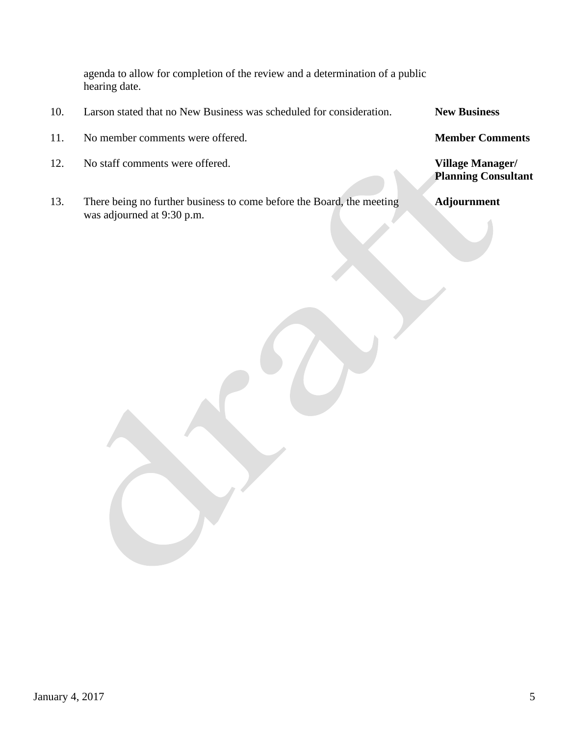agenda to allow for completion of the review and a determination of a public hearing date.

| | | |
|---|---|---|
| 10. | Larson stated that no New Business was scheduled for consideration. | **New Business** |
| 11. | No member comments were offered. | **Member Comments** |
| 12. | No staff comments were offered. | **Village Manager/ Planning Consultant** |
| 13. | There being no further business to come before the Board, the meeting was adjourned at 9:30 p.m. | **Adjournment** |

January 4, 2017